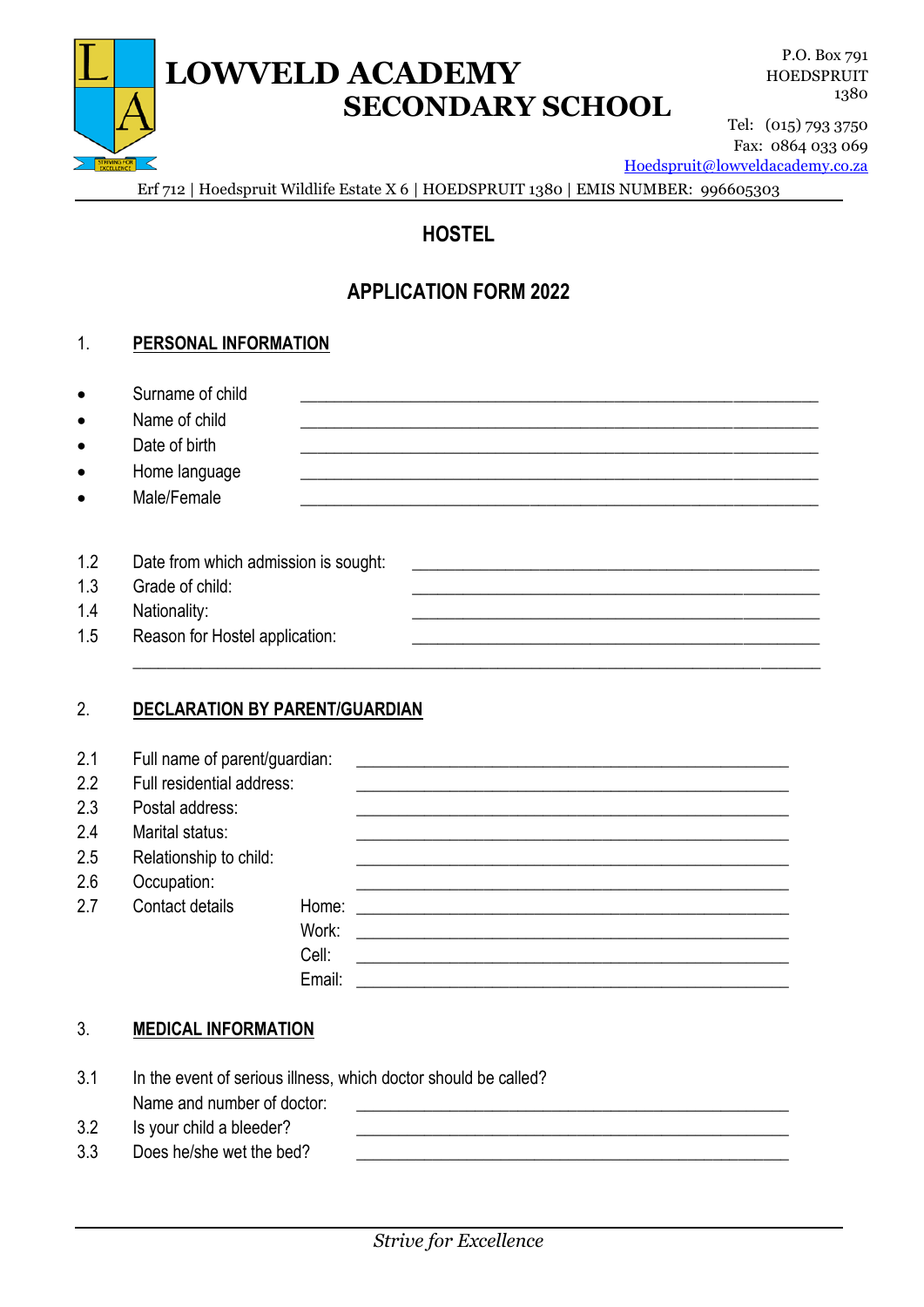# LOWVELD ACADEMY
## SECONDARY SCHOOL

P.O. Box 791
HOEDSPRUIT
1380

Tel: (015) 793 3750
Fax: 0864 033 069
Hoedspruit@lowveldacademy.co.za

Erf 712 | Hoedspruit Wildlife Estate X 6 | HOEDSPRUIT 1380 | EMIS NUMBER: 996605303

## HOSTEL

## APPLICATION FORM 2022

1. **PERSONAL INFORMATION**

- Surname of child ______________________________
- Name of child ______________________________
- Date of birth ______________________________
- Home language ______________________________
- Male/Female ______________________________

1.2 Date from which admission is sought: ______________________________
1.3 Grade of child: ______________________________
1.4 Nationality: ______________________________
1.5 Reason for Hostel application: ______________________________
______________________________________________________________

2. **DECLARATION BY PARENT/GUARDIAN**

2.1 Full name of parent/guardian: ______________________________
2.2 Full residential address: ______________________________
2.3 Postal address: ______________________________
2.4 Marital status: ______________________________
2.5 Relationship to child: ______________________________
2.6 Occupation: ______________________________
2.7 Contact details Home: ______________________________
Work: ______________________________
Cell: ______________________________
Email: ______________________________

3. **MEDICAL INFORMATION**

3.1 In the event of serious illness, which doctor should be called?
Name and number of doctor: ______________________________
3.2 Is your child a bleeder? ______________________________
3.3 Does he/she wet the bed? ______________________________

*Strive for Excellence*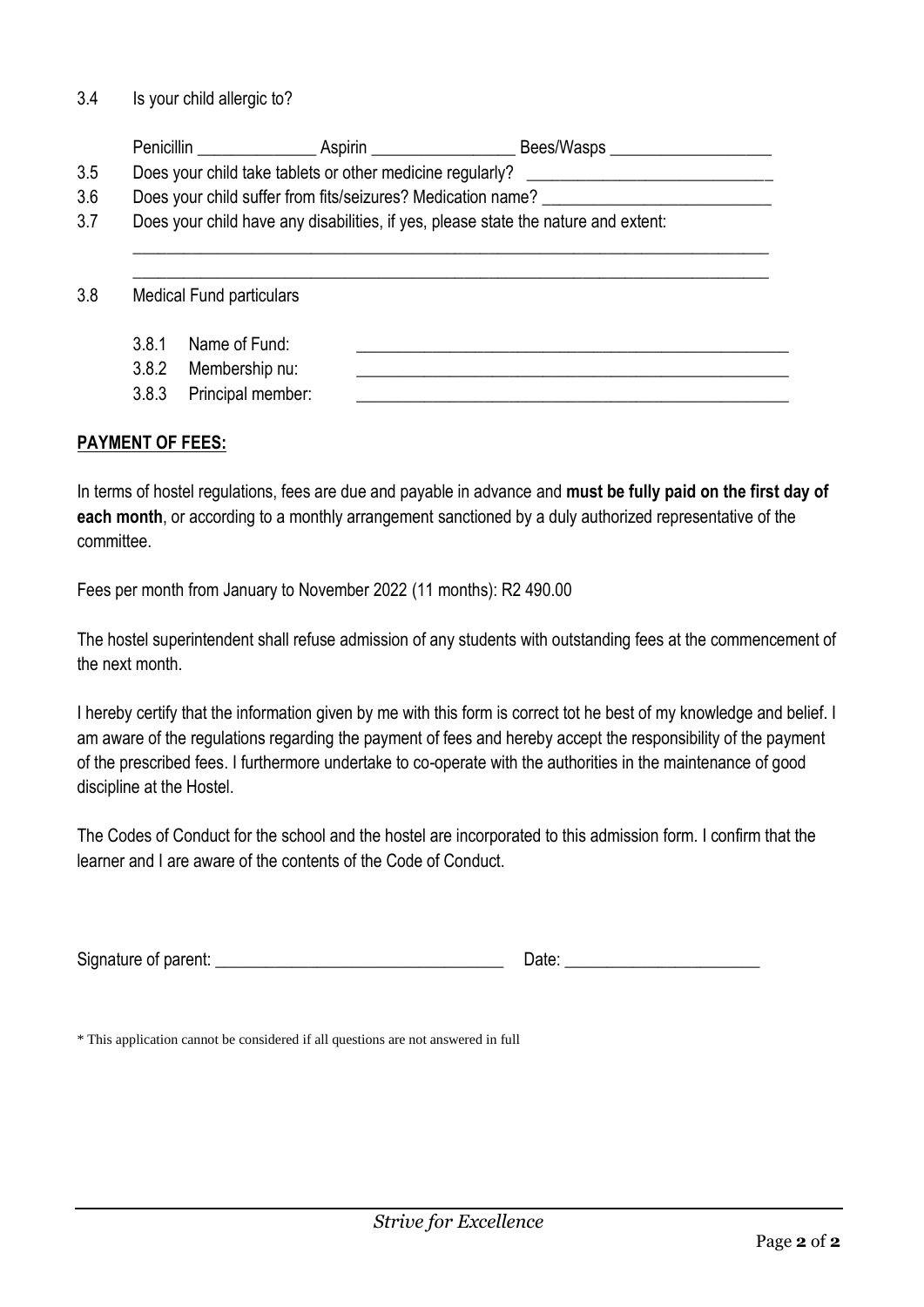3.4 Is your child allergic to?

Penicillin ______________ Aspirin _________________ Bees/Wasps ___________________

3.5 Does your child take tablets or other medicine regularly? ____________________________

3.6 Does your child suffer from fits/seizures? Medication name? ___________________________

3.7 Does your child have any disabilities, if yes, please state the nature and extent:

___________________________________________________________________________

___________________________________________________________________________

3.8 Medical Fund particulars

3.8.1 Name of Fund: ____________________________________________________

3.8.2 Membership nu: ____________________________________________________

3.8.3 Principal member: ____________________________________________________

**PAYMENT OF FEES:**

In terms of hostel regulations, fees are due and payable in advance and **must be fully paid on the first day of each month**, or according to a monthly arrangement sanctioned by a duly authorized representative of the committee.

Fees per month from January to November 2022 (11 months): R2 490.00

The hostel superintendent shall refuse admission of any students with outstanding fees at the commencement of the next month.

I hereby certify that the information given by me with this form is correct tot he best of my knowledge and belief. I am aware of the regulations regarding the payment of fees and hereby accept the responsibility of the payment of the prescribed fees. I furthermore undertake to co-operate with the authorities in the maintenance of good discipline at the Hostel.

The Codes of Conduct for the school and the hostel are incorporated to this admission form. I confirm that the learner and I are aware of the contents of the Code of Conduct.

Signature of parent: _________________________________ Date: _______________________

* This application cannot be considered if all questions are not answered in full

*Strive for Excellence*